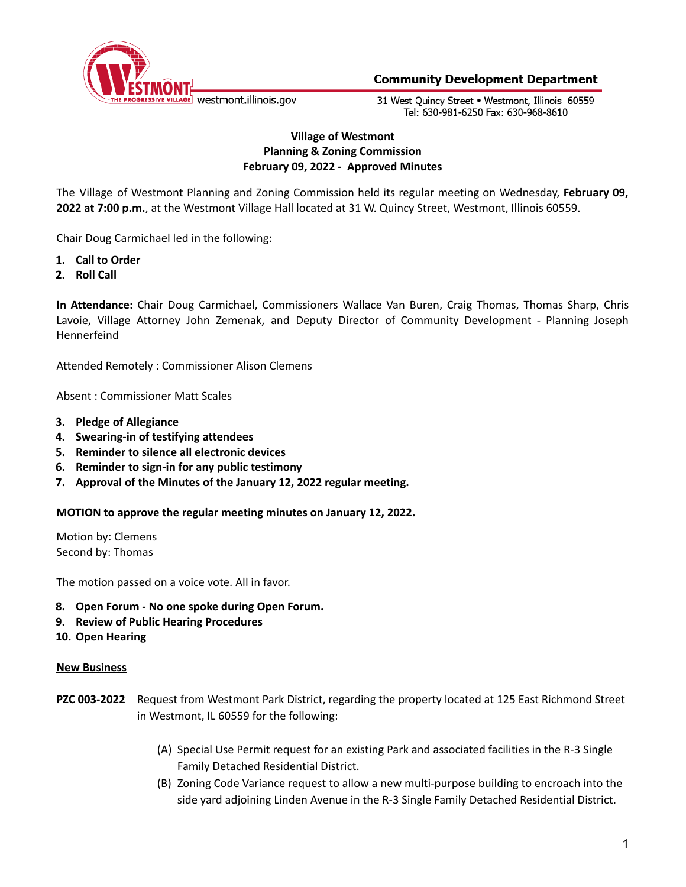Community Development Department

westmont.illinois.gov

31 West Quincy Street • Westmont, Illinois 60559
Tel: 630-981-6250 Fax: 630-968-8610

**Village of Westmont**
**Planning & Zoning Commission**
**February 09, 2022 - Approved Minutes**

The Village of Westmont Planning and Zoning Commission held its regular meeting on Wednesday, **February 09, 2022 at 7:00 p.m.**, at the Westmont Village Hall located at 31 W. Quincy Street, Westmont, Illinois 60559.

Chair Doug Carmichael led in the following:

1. **Call to Order**
2. **Roll Call**

**In Attendance:** Chair Doug Carmichael, Commissioners Wallace Van Buren, Craig Thomas, Thomas Sharp, Chris Lavoie, Village Attorney John Zemenak, and Deputy Director of Community Development - Planning Joseph Hennerfeind

Attended Remotely : Commissioner Alison Clemens

Absent : Commissioner Matt Scales

3. **Pledge of Allegiance**
4. **Swearing-in of testifying attendees**
5. **Reminder to silence all electronic devices**
6. **Reminder to sign-in for any public testimony**
7. **Approval of the Minutes of the January 12, 2022 regular meeting.**

**MOTION to approve the regular meeting minutes on January 12, 2022.**

Motion by: Clemens
Second by: Thomas

The motion passed on a voice vote. All in favor.

8. **Open Forum - No one spoke during Open Forum.**
9. **Review of Public Hearing Procedures**
10. **Open Hearing**

**New Business**

**PZC 003-2022** Request from Westmont Park District, regarding the property located at 125 East Richmond Street in Westmont, IL 60559 for the following:

(A) Special Use Permit request for an existing Park and associated facilities in the R-3 Single Family Detached Residential District.

(B) Zoning Code Variance request to allow a new multi-purpose building to encroach into the side yard adjoining Linden Avenue in the R-3 Single Family Detached Residential District.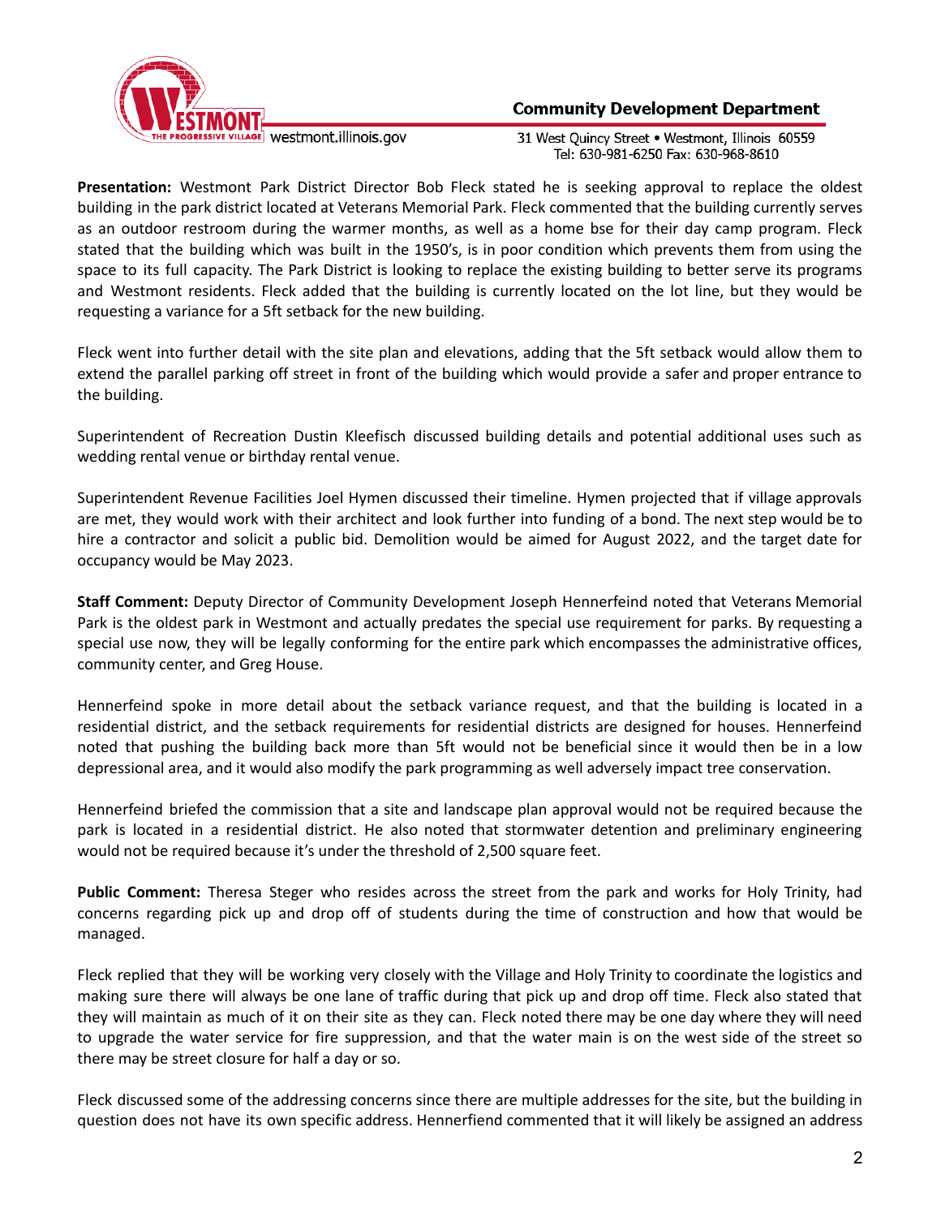**Presentation:** Westmont Park District Director Bob Fleck stated he is seeking approval to replace the oldest building in the park district located at Veterans Memorial Park. Fleck commented that the building currently serves as an outdoor restroom during the warmer months, as well as a home bse for their day camp program. Fleck stated that the building which was built in the 1950's, is in poor condition which prevents them from using the space to its full capacity. The Park District is looking to replace the existing building to better serve its programs and Westmont residents. Fleck added that the building is currently located on the lot line, but they would be requesting a variance for a 5ft setback for the new building.

Fleck went into further detail with the site plan and elevations, adding that the 5ft setback would allow them to extend the parallel parking off street in front of the building which would provide a safer and proper entrance to the building.

Superintendent of Recreation Dustin Kleefisch discussed building details and potential additional uses such as wedding rental venue or birthday rental venue.

Superintendent Revenue Facilities Joel Hymen discussed their timeline. Hymen projected that if village approvals are met, they would work with their architect and look further into funding of a bond. The next step would be to hire a contractor and solicit a public bid. Demolition would be aimed for August 2022, and the target date for occupancy would be May 2023.

**Staff Comment:** Deputy Director of Community Development Joseph Hennerfeind noted that Veterans Memorial Park is the oldest park in Westmont and actually predates the special use requirement for parks. By requesting a special use now, they will be legally conforming for the entire park which encompasses the administrative offices, community center, and Greg House.

Hennerfeind spoke in more detail about the setback variance request, and that the building is located in a residential district, and the setback requirements for residential districts are designed for houses. Hennerfeind noted that pushing the building back more than 5ft would not be beneficial since it would then be in a low depressional area, and it would also modify the park programming as well adversely impact tree conservation.

Hennerfeind briefed the commission that a site and landscape plan approval would not be required because the park is located in a residential district. He also noted that stormwater detention and preliminary engineering would not be required because it's under the threshold of 2,500 square feet.

**Public Comment:** Theresa Steger who resides across the street from the park and works for Holy Trinity, had concerns regarding pick up and drop off of students during the time of construction and how that would be managed.

Fleck replied that they will be working very closely with the Village and Holy Trinity to coordinate the logistics and making sure there will always be one lane of traffic during that pick up and drop off time. Fleck also stated that they will maintain as much of it on their site as they can. Fleck noted there may be one day where they will need to upgrade the water service for fire suppression, and that the water main is on the west side of the street so there may be street closure for half a day or so.

Fleck discussed some of the addressing concerns since there are multiple addresses for the site, but the building in question does not have its own specific address. Hennerfiend commented that it will likely be assigned an address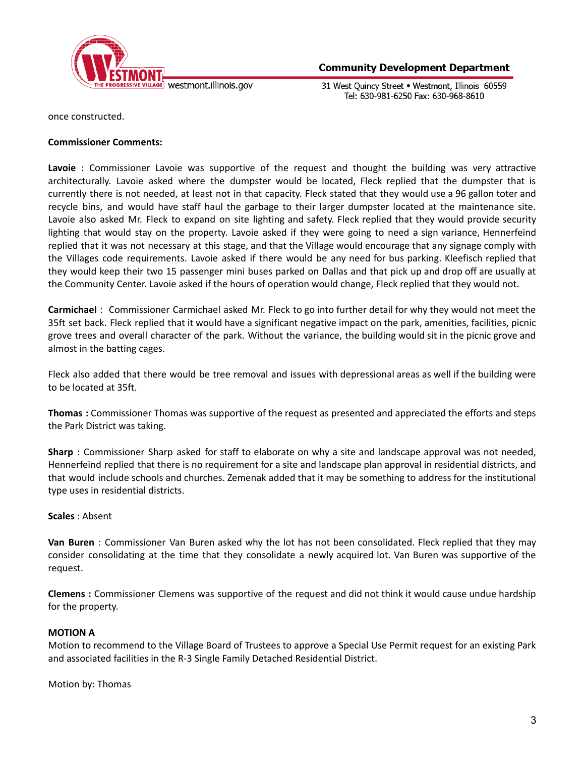once constructed.

**Commissioner Comments:**

**Lavoie** : Commissioner Lavoie was supportive of the request and thought the building was very attractive architecturally. Lavoie asked where the dumpster would be located, Fleck replied that the dumpster that is currently there is not needed, at least not in that capacity. Fleck stated that they would use a 96 gallon toter and recycle bins, and would have staff haul the garbage to their larger dumpster located at the maintenance site. Lavoie also asked Mr. Fleck to expand on site lighting and safety. Fleck replied that they would provide security lighting that would stay on the property. Lavoie asked if they were going to need a sign variance, Hennerfeind replied that it was not necessary at this stage, and that the Village would encourage that any signage comply with the Villages code requirements. Lavoie asked if there would be any need for bus parking. Kleefisch replied that they would keep their two 15 passenger mini buses parked on Dallas and that pick up and drop off are usually at the Community Center. Lavoie asked if the hours of operation would change, Fleck replied that they would not.

**Carmichael** : Commissioner Carmichael asked Mr. Fleck to go into further detail for why they would not meet the 35ft set back. Fleck replied that it would have a significant negative impact on the park, amenities, facilities, picnic grove trees and overall character of the park. Without the variance, the building would sit in the picnic grove and almost in the batting cages.

Fleck also added that there would be tree removal and issues with depressional areas as well if the building were to be located at 35ft.

**Thomas :** Commissioner Thomas was supportive of the request as presented and appreciated the efforts and steps the Park District was taking.

**Sharp** : Commissioner Sharp asked for staff to elaborate on why a site and landscape approval was not needed, Hennerfeind replied that there is no requirement for a site and landscape plan approval in residential districts, and that would include schools and churches. Zemenak added that it may be something to address for the institutional type uses in residential districts.

**Scales** : Absent

**Van Buren** : Commissioner Van Buren asked why the lot has not been consolidated. Fleck replied that they may consider consolidating at the time that they consolidate a newly acquired lot. Van Buren was supportive of the request.

**Clemens :** Commissioner Clemens was supportive of the request and did not think it would cause undue hardship for the property.

**MOTION A**

Motion to recommend to the Village Board of Trustees to approve a Special Use Permit request for an existing Park and associated facilities in the R-3 Single Family Detached Residential District.

Motion by: Thomas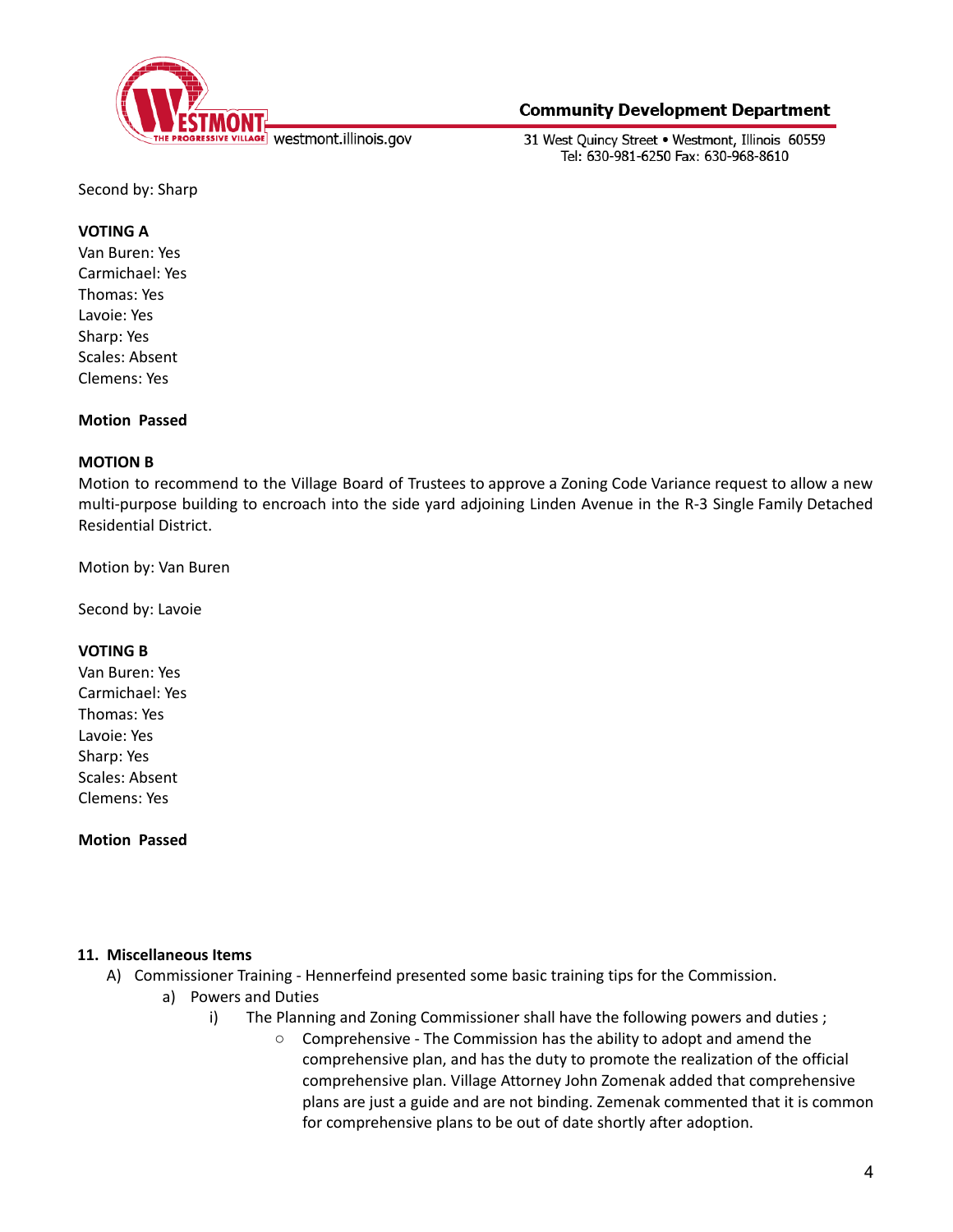Second by: Sharp

**VOTING A**
Van Buren: Yes
Carmichael: Yes
Thomas: Yes
Lavoie: Yes
Sharp: Yes
Scales: Absent
Clemens: Yes

**Motion Passed**

**MOTION B**
Motion to recommend to the Village Board of Trustees to approve a Zoning Code Variance request to allow a new multi-purpose building to encroach into the side yard adjoining Linden Avenue in the R-3 Single Family Detached Residential District.

Motion by: Van Buren

Second by: Lavoie

**VOTING B**
Van Buren: Yes
Carmichael: Yes
Thomas: Yes
Lavoie: Yes
Sharp: Yes
Scales: Absent
Clemens: Yes

**Motion Passed**

**11. Miscellaneous Items**

A) Commissioner Training - Hennerfeind presented some basic training tips for the Commission.
   a) Powers and Duties
      i) The Planning and Zoning Commissioner shall have the following powers and duties ;
         - Comprehensive - The Commission has the ability to adopt and amend the comprehensive plan, and has the duty to promote the realization of the official comprehensive plan. Village Attorney John Zomenak added that comprehensive plans are just a guide and are not binding. Zemenak commented that it is common for comprehensive plans to be out of date shortly after adoption.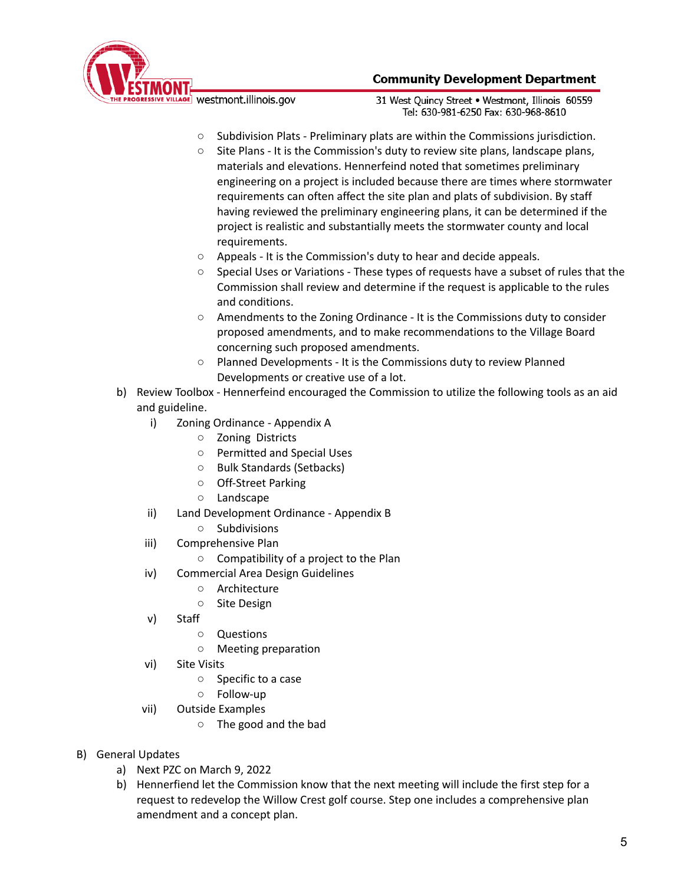- Subdivision Plats - Preliminary plats are within the Commissions jurisdiction.
- Site Plans - It is the Commission's duty to review site plans, landscape plans, materials and elevations. Hennerfeind noted that sometimes preliminary engineering on a project is included because there are times where stormwater requirements can often affect the site plan and plats of subdivision. By staff having reviewed the preliminary engineering plans, it can be determined if the project is realistic and substantially meets the stormwater county and local requirements.
- Appeals - It is the Commission's duty to hear and decide appeals.
- Special Uses or Variations - These types of requests have a subset of rules that the Commission shall review and determine if the request is applicable to the rules and conditions.
- Amendments to the Zoning Ordinance - It is the Commissions duty to consider proposed amendments, and to make recommendations to the Village Board concerning such proposed amendments.
- Planned Developments - It is the Commissions duty to review Planned Developments or creative use of a lot.

b) Review Toolbox - Hennerfeind encouraged the Commission to utilize the following tools as an aid and guideline.

i) Zoning Ordinance - Appendix A
- Zoning Districts
- Permitted and Special Uses
- Bulk Standards (Setbacks)
- Off-Street Parking
- Landscape

ii) Land Development Ordinance - Appendix B
- Subdivisions

iii) Comprehensive Plan
- Compatibility of a project to the Plan

iv) Commercial Area Design Guidelines
- Architecture
- Site Design

v) Staff
- Questions
- Meeting preparation

vi) Site Visits
- Specific to a case
- Follow-up

vii) Outside Examples
- The good and the bad

B) General Updates

a) Next PZC on March 9, 2022

b) Hennerfiend let the Commission know that the next meeting will include the first step for a request to redevelop the Willow Crest golf course. Step one includes a comprehensive plan amendment and a concept plan.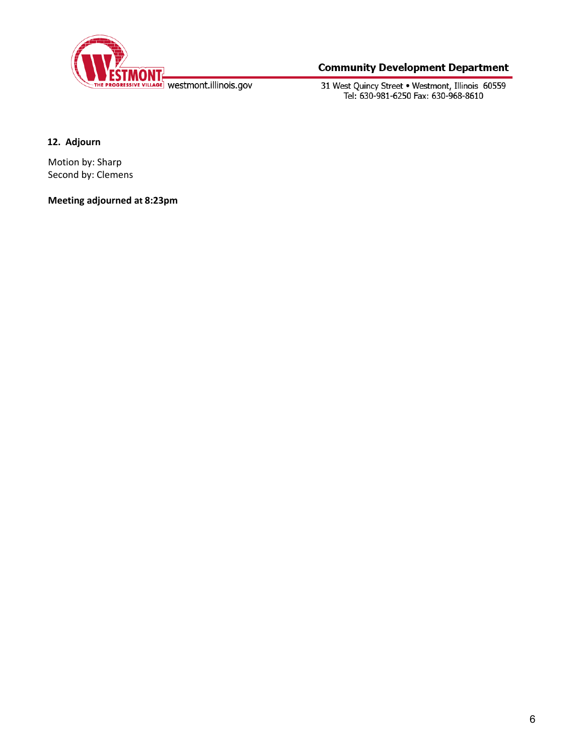**12. Adjourn**

Motion by: Sharp
Second by: Clemens

**Meeting adjourned at 8:23pm**